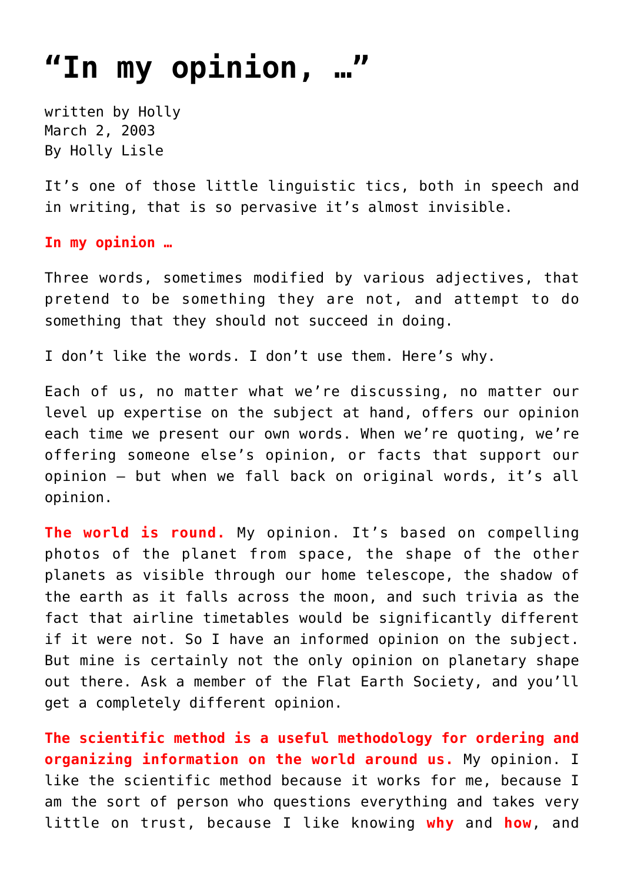# “In my opinion, …”

written by Holly
March 2, 2003
By Holly Lisle

It’s one of those little linguistic tics, both in speech and in writing, that is so pervasive it’s almost invisible.

**In my opinion …**

Three words, sometimes modified by various adjectives, that pretend to be something they are not, and attempt to do something that they should not succeed in doing.

I don’t like the words. I don’t use them. Here’s why.

Each of us, no matter what we’re discussing, no matter our level up expertise on the subject at hand, offers our opinion each time we present our own words. When we’re quoting, we’re offering someone else’s opinion, or facts that support our opinion — but when we fall back on original words, it’s all opinion.

**The world is round.** My opinion. It’s based on compelling photos of the planet from space, the shape of the other planets as visible through our home telescope, the shadow of the earth as it falls across the moon, and such trivia as the fact that airline timetables would be significantly different if it were not. So I have an informed opinion on the subject. But mine is certainly not the only opinion on planetary shape out there. Ask a member of the Flat Earth Society, and you’ll get a completely different opinion.

**The scientific method is a useful methodology for ordering and organizing information on the world around us.** My opinion. I like the scientific method because it works for me, because I am the sort of person who questions everything and takes very little on trust, because I like knowing **why** and **how**, and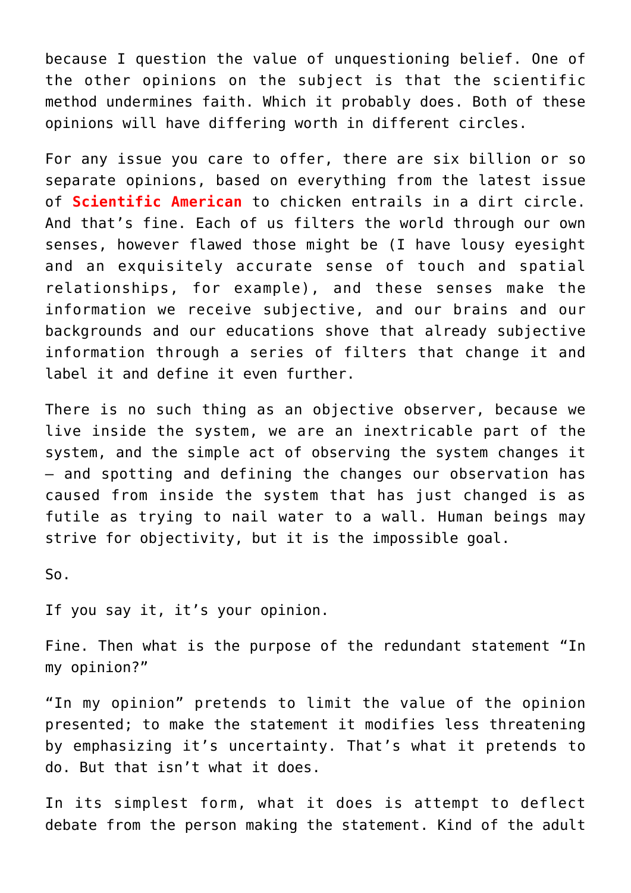because I question the value of unquestioning belief. One of the other opinions on the subject is that the scientific method undermines faith. Which it probably does. Both of these opinions will have differing worth in different circles.

For any issue you care to offer, there are six billion or so separate opinions, based on everything from the latest issue of **Scientific American** to chicken entrails in a dirt circle. And that's fine. Each of us filters the world through our own senses, however flawed those might be (I have lousy eyesight and an exquisitely accurate sense of touch and spatial relationships, for example), and these senses make the information we receive subjective, and our brains and our backgrounds and our educations shove that already subjective information through a series of filters that change it and label it and define it even further.

There is no such thing as an objective observer, because we live inside the system, we are an inextricable part of the system, and the simple act of observing the system changes it — and spotting and defining the changes our observation has caused from inside the system that has just changed is as futile as trying to nail water to a wall. Human beings may strive for objectivity, but it is the impossible goal.

So.

If you say it, it's your opinion.

Fine. Then what is the purpose of the redundant statement "In my opinion?"

"In my opinion" pretends to limit the value of the opinion presented; to make the statement it modifies less threatening by emphasizing it's uncertainty. That's what it pretends to do. But that isn't what it does.

In its simplest form, what it does is attempt to deflect debate from the person making the statement. Kind of the adult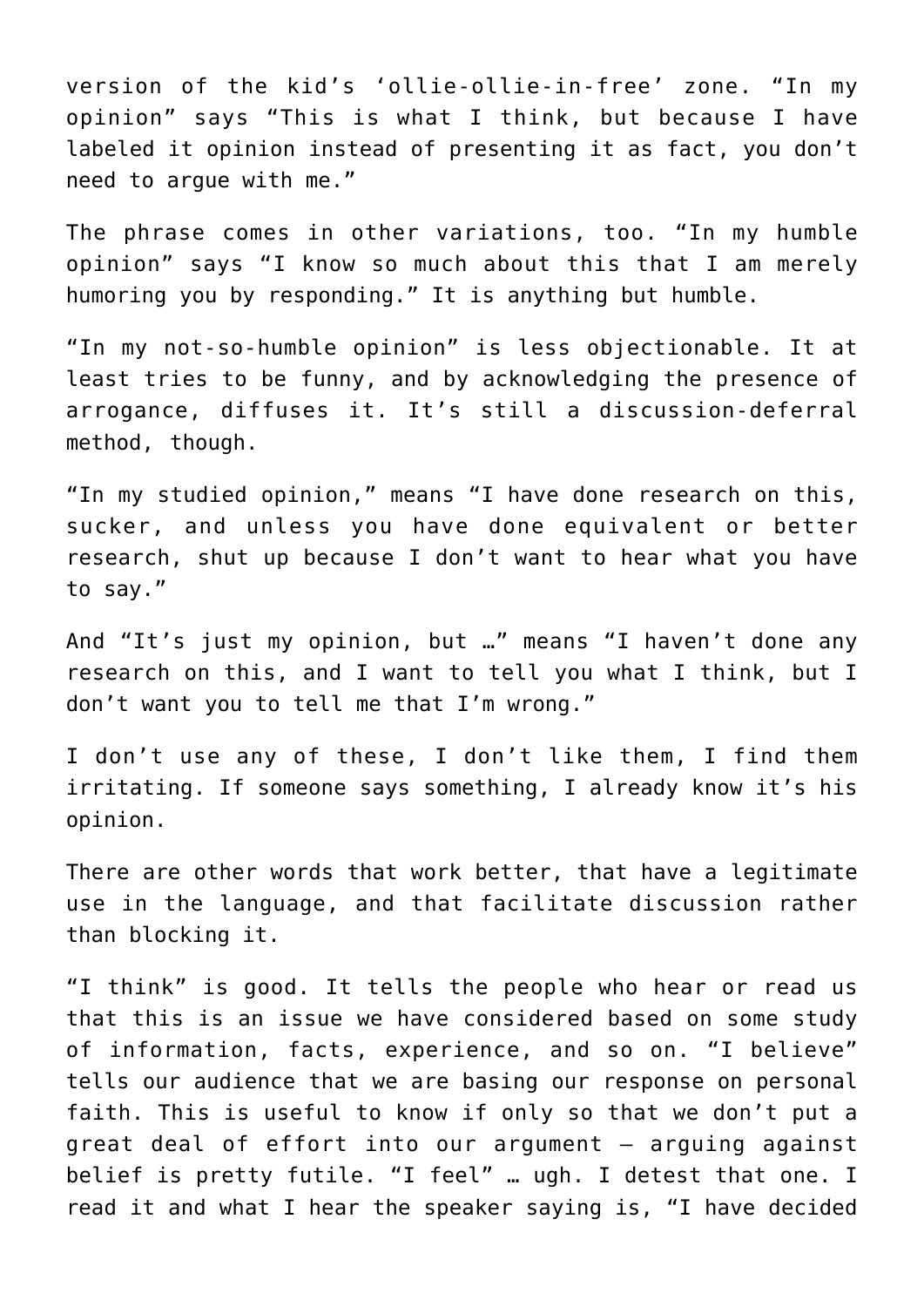version of the kid's 'ollie-ollie-in-free' zone. "In my opinion" says "This is what I think, but because I have labeled it opinion instead of presenting it as fact, you don't need to argue with me."

The phrase comes in other variations, too. "In my humble opinion" says "I know so much about this that I am merely humoring you by responding." It is anything but humble.

"In my not-so-humble opinion" is less objectionable. It at least tries to be funny, and by acknowledging the presence of arrogance, diffuses it. It's still a discussion-deferral method, though.

"In my studied opinion," means "I have done research on this, sucker, and unless you have done equivalent or better research, shut up because I don't want to hear what you have to say."

And "It's just my opinion, but …" means "I haven't done any research on this, and I want to tell you what I think, but I don't want you to tell me that I'm wrong."

I don't use any of these, I don't like them, I find them irritating. If someone says something, I already know it's his opinion.

There are other words that work better, that have a legitimate use in the language, and that facilitate discussion rather than blocking it.

"I think" is good. It tells the people who hear or read us that this is an issue we have considered based on some study of information, facts, experience, and so on. "I believe" tells our audience that we are basing our response on personal faith. This is useful to know if only so that we don't put a great deal of effort into our argument – arguing against belief is pretty futile. "I feel" … ugh. I detest that one. I read it and what I hear the speaker saying is, "I have decided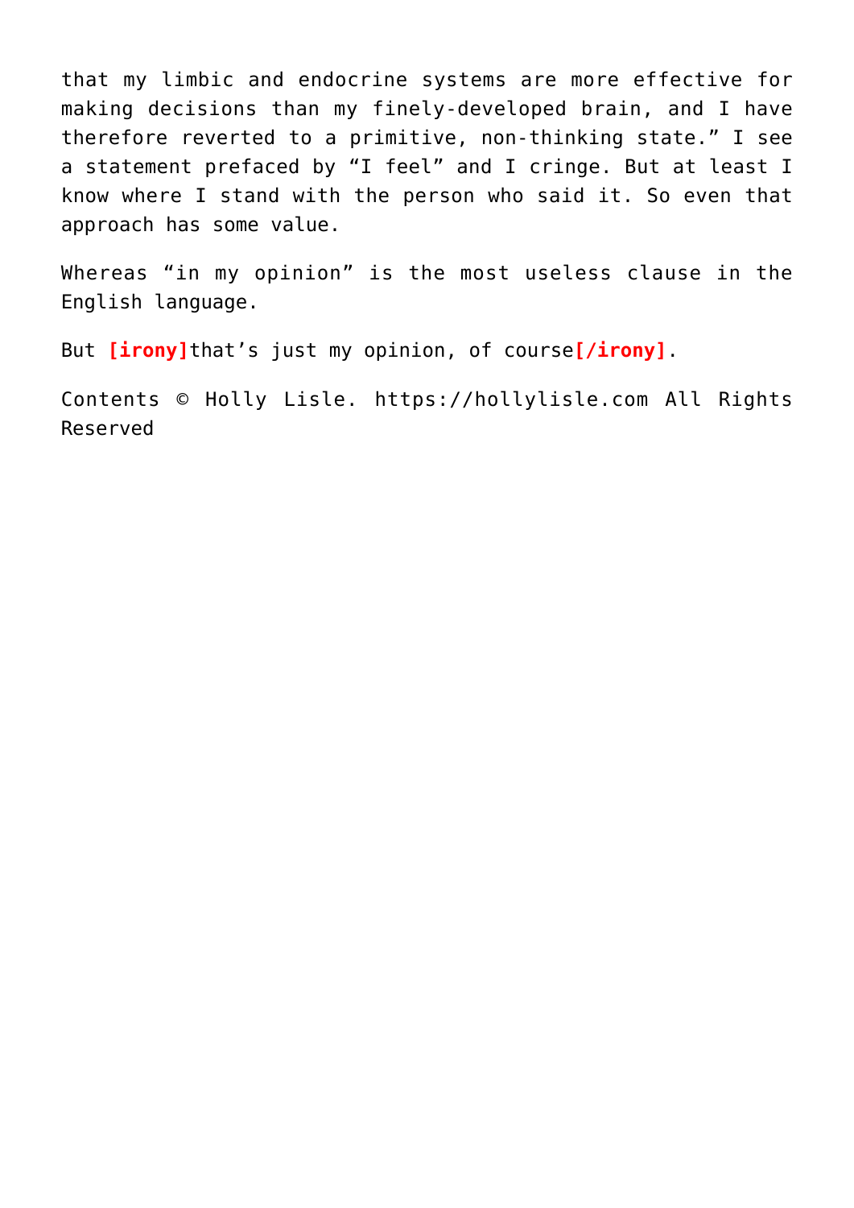that my limbic and endocrine systems are more effective for making decisions than my finely-developed brain, and I have therefore reverted to a primitive, non-thinking state." I see a statement prefaced by "I feel" and I cringe. But at least I know where I stand with the person who said it. So even that approach has some value.

Whereas "in my opinion" is the most useless clause in the English language.

But **[irony]**that's just my opinion, of course**[/irony]**.

Contents © Holly Lisle. https://hollylisle.com All Rights Reserved